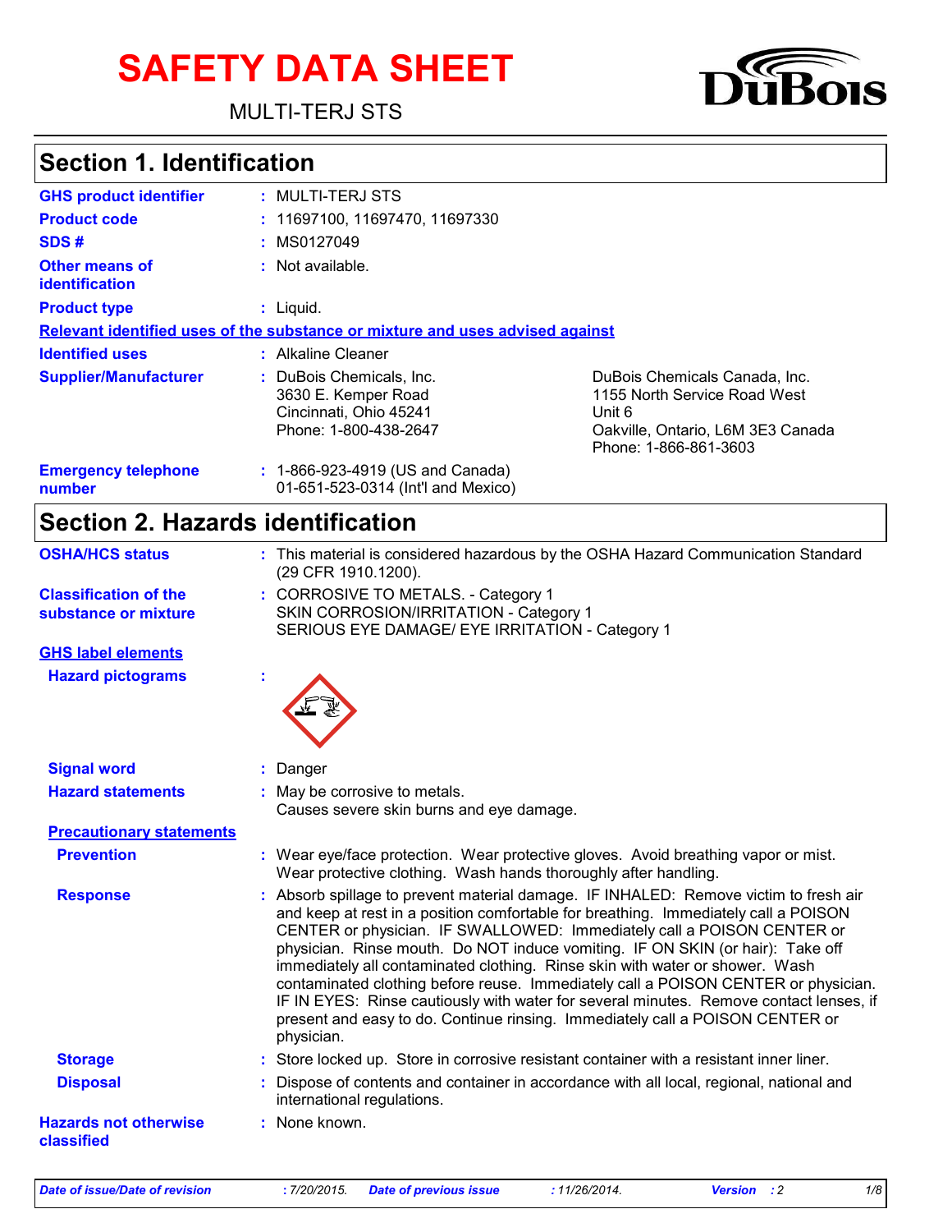# SAFETY DATA SHEET

MULTI-TERJ STS

## Section 1. Identification

| | |
|---|---|
| **GHS product identifier** | : MULTI-TERJ STS |
| **Product code** | : 11697100, 11697470, 11697330 |
| **SDS #** | : MS0127049 |
| **Other means of identification** | : Not available. |
| **Product type** | : Liquid. |

**Relevant identified uses of the substance or mixture and uses advised against**

| | | |
|---|---|---|
| **Identified uses** | : Alkaline Cleaner | |
| **Supplier/Manufacturer** | : DuBois Chemicals, Inc.<br>3630 E. Kemper Road<br>Cincinnati, Ohio 45241<br>Phone: 1-800-438-2647 | DuBois Chemicals Canada, Inc.<br>1155 North Service Road West<br>Unit 6<br>Oakville, Ontario, L6M 3E3 Canada<br>Phone: 1-866-861-3603 |
| **Emergency telephone number** | : 1-866-923-4919 (US and Canada)<br>01-651-523-0314 (Int'l and Mexico) | |

## Section 2. Hazards identification

| | |
|---|---|
| **OSHA/HCS status** | : This material is considered hazardous by the OSHA Hazard Communication Standard (29 CFR 1910.1200). |
| **Classification of the substance or mixture** | : CORROSIVE TO METALS. - Category 1<br>SKIN CORROSION/IRRITATION - Category 1<br>SERIOUS EYE DAMAGE/ EYE IRRITATION - Category 1 |

**GHS label elements**

| | |
|---|---|
| **Hazard pictograms** | : |
| **Signal word** | : Danger |
| **Hazard statements** | : May be corrosive to metals.<br>Causes severe skin burns and eye damage. |

**Precautionary statements**

| | |
|---|---|
| **Prevention** | : Wear eye/face protection. Wear protective gloves. Avoid breathing vapor or mist. Wear protective clothing. Wash hands thoroughly after handling. |
| **Response** | : Absorb spillage to prevent material damage. IF INHALED: Remove victim to fresh air and keep at rest in a position comfortable for breathing. Immediately call a POISON CENTER or physician. IF SWALLOWED: Immediately call a POISON CENTER or physician. Rinse mouth. Do NOT induce vomiting. IF ON SKIN (or hair): Take off immediately all contaminated clothing. Rinse skin with water or shower. Wash contaminated clothing before reuse. Immediately call a POISON CENTER or physician. IF IN EYES: Rinse cautiously with water for several minutes. Remove contact lenses, if present and easy to do. Continue rinsing. Immediately call a POISON CENTER or physician. |
| **Storage** | : Store locked up. Store in corrosive resistant container with a resistant inner liner. |
| **Disposal** | : Dispose of contents and container in accordance with all local, regional, national and international regulations. |
| **Hazards not otherwise classified** | : None known. |

*Date of issue/Date of revision* : 7/20/2015. *Date of previous issue* : 11/26/2014. *Version* : 2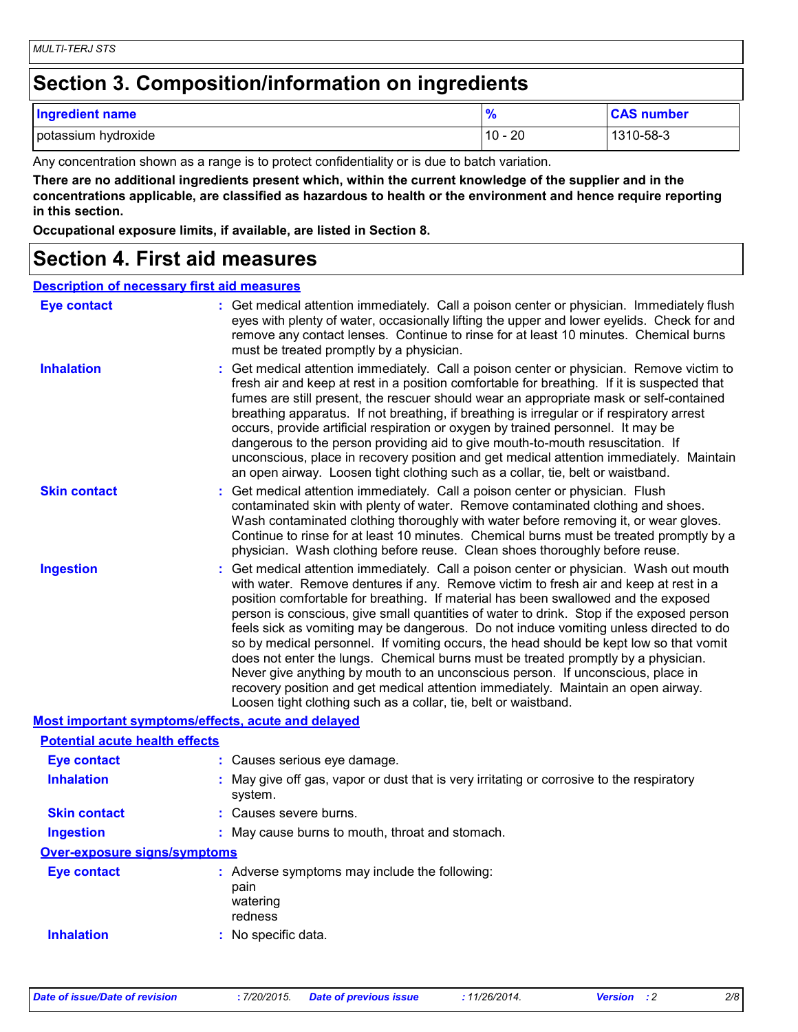## Section 3. Composition/information on ingredients

| Ingredient name | % | CAS number |
| --- | --- | --- |
| potassium hydroxide | 10 - 20 | 1310-58-3 |

Any concentration shown as a range is to protect confidentiality or is due to batch variation.

**There are no additional ingredients present which, within the current knowledge of the supplier and in the concentrations applicable, are classified as hazardous to health or the environment and hence require reporting in this section.**

**Occupational exposure limits, if available, are listed in Section 8.**

## Section 4. First aid measures

### Description of necessary first aid measures

**Eye contact** : Get medical attention immediately. Call a poison center or physician. Immediately flush eyes with plenty of water, occasionally lifting the upper and lower eyelids. Check for and remove any contact lenses. Continue to rinse for at least 10 minutes. Chemical burns must be treated promptly by a physician.

**Inhalation** : Get medical attention immediately. Call a poison center or physician. Remove victim to fresh air and keep at rest in a position comfortable for breathing. If it is suspected that fumes are still present, the rescuer should wear an appropriate mask or self-contained breathing apparatus. If not breathing, if breathing is irregular or if respiratory arrest occurs, provide artificial respiration or oxygen by trained personnel. It may be dangerous to the person providing aid to give mouth-to-mouth resuscitation. If unconscious, place in recovery position and get medical attention immediately. Maintain an open airway. Loosen tight clothing such as a collar, tie, belt or waistband.

**Skin contact** : Get medical attention immediately. Call a poison center or physician. Flush contaminated skin with plenty of water. Remove contaminated clothing and shoes. Wash contaminated clothing thoroughly with water before removing it, or wear gloves. Continue to rinse for at least 10 minutes. Chemical burns must be treated promptly by a physician. Wash clothing before reuse. Clean shoes thoroughly before reuse.

**Ingestion** : Get medical attention immediately. Call a poison center or physician. Wash out mouth with water. Remove dentures if any. Remove victim to fresh air and keep at rest in a position comfortable for breathing. If material has been swallowed and the exposed person is conscious, give small quantities of water to drink. Stop if the exposed person feels sick as vomiting may be dangerous. Do not induce vomiting unless directed to do so by medical personnel. If vomiting occurs, the head should be kept low so that vomit does not enter the lungs. Chemical burns must be treated promptly by a physician. Never give anything by mouth to an unconscious person. If unconscious, place in recovery position and get medical attention immediately. Maintain an open airway. Loosen tight clothing such as a collar, tie, belt or waistband.

### Most important symptoms/effects, acute and delayed

#### Potential acute health effects

**Eye contact** : Causes serious eye damage.

**Inhalation** : May give off gas, vapor or dust that is very irritating or corrosive to the respiratory system.

**Skin contact** : Causes severe burns.

**Ingestion** : May cause burns to mouth, throat and stomach.

#### Over-exposure signs/symptoms

**Eye contact** : Adverse symptoms may include the following:
pain
watering
redness

**Inhalation** : No specific data.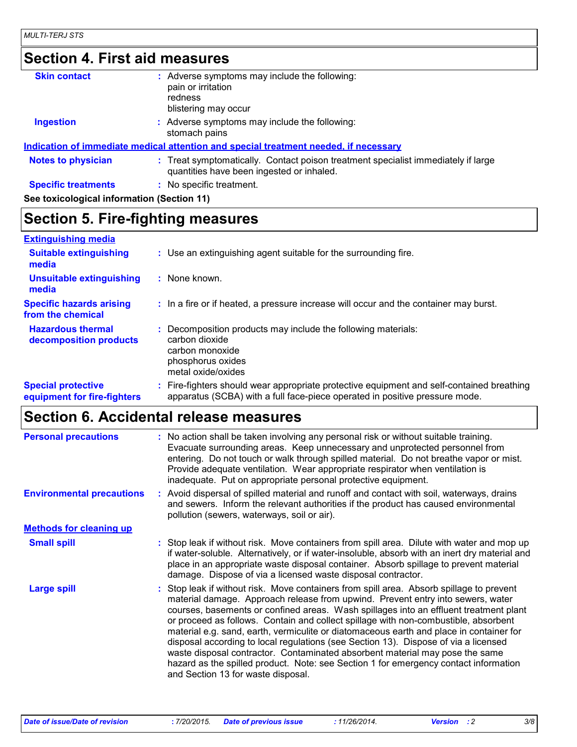## Section 4. First aid measures

**Skin contact** : Adverse symptoms may include the following:
pain or irritation
redness
blistering may occur

**Ingestion** : Adverse symptoms may include the following:
stomach pains

**Indication of immediate medical attention and special treatment needed, if necessary**

**Notes to physician** : Treat symptomatically. Contact poison treatment specialist immediately if large quantities have been ingested or inhaled.

**Specific treatments** : No specific treatment.

**See toxicological information (Section 11)**

## Section 5. Fire-fighting measures

**Extinguishing media**

**Suitable extinguishing media** : Use an extinguishing agent suitable for the surrounding fire.

**Unsuitable extinguishing media** : None known.

**Specific hazards arising from the chemical** : In a fire or if heated, a pressure increase will occur and the container may burst.

**Hazardous thermal decomposition products** : Decomposition products may include the following materials:
carbon dioxide
carbon monoxide
phosphorus oxides
metal oxide/oxides

**Special protective equipment for fire-fighters** : Fire-fighters should wear appropriate protective equipment and self-contained breathing apparatus (SCBA) with a full face-piece operated in positive pressure mode.

## Section 6. Accidental release measures

**Personal precautions** : No action shall be taken involving any personal risk or without suitable training. Evacuate surrounding areas. Keep unnecessary and unprotected personnel from entering. Do not touch or walk through spilled material. Do not breathe vapor or mist. Provide adequate ventilation. Wear appropriate respirator when ventilation is inadequate. Put on appropriate personal protective equipment.

**Environmental precautions** : Avoid dispersal of spilled material and runoff and contact with soil, waterways, drains and sewers. Inform the relevant authorities if the product has caused environmental pollution (sewers, waterways, soil or air).

**Methods for cleaning up**

**Small spill** : Stop leak if without risk. Move containers from spill area. Dilute with water and mop up if water-soluble. Alternatively, or if water-insoluble, absorb with an inert dry material and place in an appropriate waste disposal container. Absorb spillage to prevent material damage. Dispose of via a licensed waste disposal contractor.

**Large spill** : Stop leak if without risk. Move containers from spill area. Absorb spillage to prevent material damage. Approach release from upwind. Prevent entry into sewers, water courses, basements or confined areas. Wash spillages into an effluent treatment plant or proceed as follows. Contain and collect spillage with non-combustible, absorbent material e.g. sand, earth, vermiculite or diatomaceous earth and place in container for disposal according to local regulations (see Section 13). Dispose of via a licensed waste disposal contractor. Contaminated absorbent material may pose the same hazard as the spilled product. Note: see Section 1 for emergency contact information and Section 13 for waste disposal.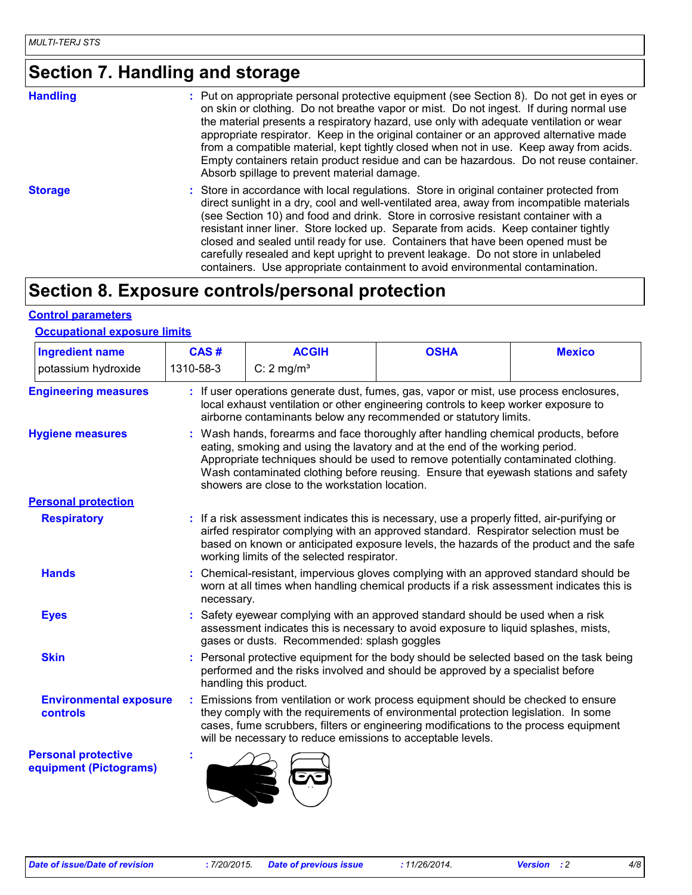## Section 7. Handling and storage

**Handling** : Put on appropriate personal protective equipment (see Section 8). Do not get in eyes or on skin or clothing. Do not breathe vapor or mist. Do not ingest. If during normal use the material presents a respiratory hazard, use only with adequate ventilation or wear appropriate respirator. Keep in the original container or an approved alternative made from a compatible material, kept tightly closed when not in use. Keep away from acids. Empty containers retain product residue and can be hazardous. Do not reuse container. Absorb spillage to prevent material damage.

**Storage** : Store in accordance with local regulations. Store in original container protected from direct sunlight in a dry, cool and well-ventilated area, away from incompatible materials (see Section 10) and food and drink. Store in corrosive resistant container with a resistant inner liner. Store locked up. Separate from acids. Keep container tightly closed and sealed until ready for use. Containers that have been opened must be carefully resealed and kept upright to prevent leakage. Do not store in unlabeled containers. Use appropriate containment to avoid environmental contamination.

## Section 8. Exposure controls/personal protection

**Control parameters**

**Occupational exposure limits**

| Ingredient name | CAS # | ACGIH | OSHA | Mexico |
|---|---|---|---|---|
| potassium hydroxide | 1310-58-3 | C: 2 mg/m³ | | |

**Engineering measures** : If user operations generate dust, fumes, gas, vapor or mist, use process enclosures, local exhaust ventilation or other engineering controls to keep worker exposure to airborne contaminants below any recommended or statutory limits.

**Hygiene measures** : Wash hands, forearms and face thoroughly after handling chemical products, before eating, smoking and using the lavatory and at the end of the working period. Appropriate techniques should be used to remove potentially contaminated clothing. Wash contaminated clothing before reusing. Ensure that eyewash stations and safety showers are close to the workstation location.

**Personal protection**

**Respiratory** : If a risk assessment indicates this is necessary, use a properly fitted, air-purifying or airfed respirator complying with an approved standard. Respirator selection must be based on known or anticipated exposure levels, the hazards of the product and the safe working limits of the selected respirator.

**Hands** : Chemical-resistant, impervious gloves complying with an approved standard should be worn at all times when handling chemical products if a risk assessment indicates this is necessary.

**Eyes** : Safety eyewear complying with an approved standard should be used when a risk assessment indicates this is necessary to avoid exposure to liquid splashes, mists, gases or dusts. Recommended: splash goggles

**Skin** : Personal protective equipment for the body should be selected based on the task being performed and the risks involved and should be approved by a specialist before handling this product.

**Environmental exposure controls** : Emissions from ventilation or work process equipment should be checked to ensure they comply with the requirements of environmental protection legislation. In some cases, fume scrubbers, filters or engineering modifications to the process equipment will be necessary to reduce emissions to acceptable levels.

**Personal protective equipment (Pictograms)** :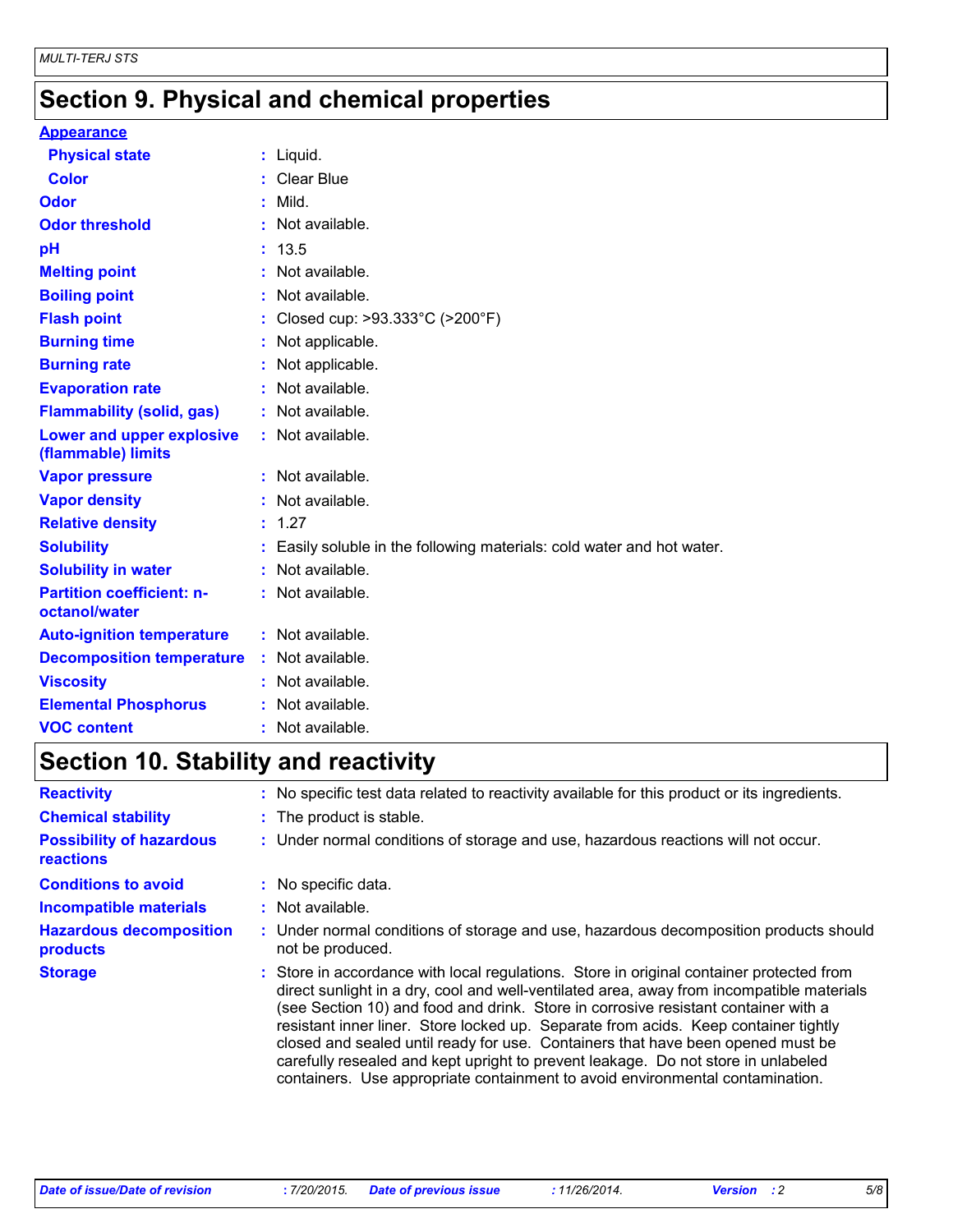## Section 9. Physical and chemical properties

**Appearance**

| | | |
|---|---|---|
| **Physical state** | : | Liquid. |
| **Color** | : | Clear Blue |
| **Odor** | : | Mild. |
| **Odor threshold** | : | Not available. |
| **pH** | : | 13.5 |
| **Melting point** | : | Not available. |
| **Boiling point** | : | Not available. |
| **Flash point** | : | Closed cup: >93.333°C (>200°F) |
| **Burning time** | : | Not applicable. |
| **Burning rate** | : | Not applicable. |
| **Evaporation rate** | : | Not available. |
| **Flammability (solid, gas)** | : | Not available. |
| **Lower and upper explosive (flammable) limits** | : | Not available. |
| **Vapor pressure** | : | Not available. |
| **Vapor density** | : | Not available. |
| **Relative density** | : | 1.27 |
| **Solubility** | : | Easily soluble in the following materials: cold water and hot water. |
| **Solubility in water** | : | Not available. |
| **Partition coefficient: n-octanol/water** | : | Not available. |
| **Auto-ignition temperature** | : | Not available. |
| **Decomposition temperature** | : | Not available. |
| **Viscosity** | : | Not available. |
| **Elemental Phosphorus** | : | Not available. |
| **VOC content** | : | Not available. |

## Section 10. Stability and reactivity

| | | |
|---|---|---|
| **Reactivity** | : | No specific test data related to reactivity available for this product or its ingredients. |
| **Chemical stability** | : | The product is stable. |
| **Possibility of hazardous reactions** | : | Under normal conditions of storage and use, hazardous reactions will not occur. |
| **Conditions to avoid** | : | No specific data. |
| **Incompatible materials** | : | Not available. |
| **Hazardous decomposition products** | : | Under normal conditions of storage and use, hazardous decomposition products should not be produced. |
| **Storage** | : | Store in accordance with local regulations. Store in original container protected from direct sunlight in a dry, cool and well-ventilated area, away from incompatible materials (see Section 10) and food and drink. Store in corrosive resistant container with a resistant inner liner. Store locked up. Separate from acids. Keep container tightly closed and sealed until ready for use. Containers that have been opened must be carefully resealed and kept upright to prevent leakage. Do not store in unlabeled containers. Use appropriate containment to avoid environmental contamination. |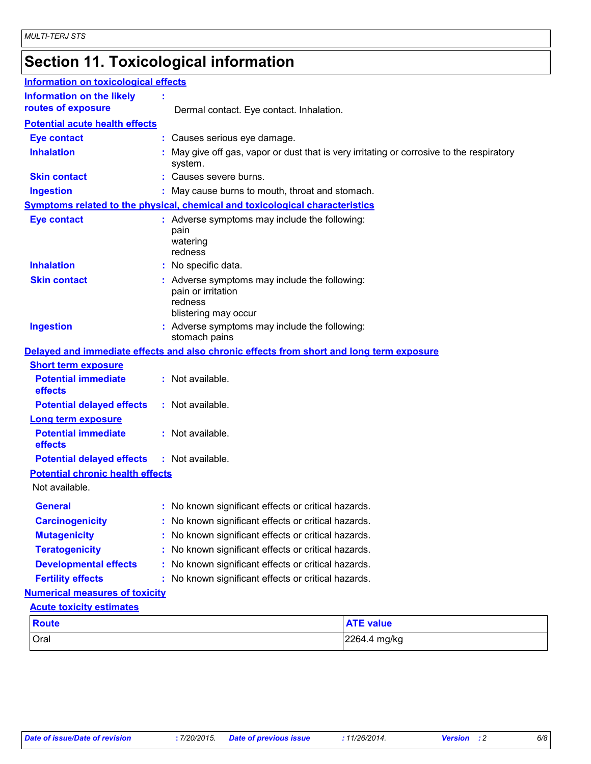# Section 11. Toxicological information

## Information on toxicological effects

**Information on the likely routes of exposure** : Dermal contact. Eye contact. Inhalation.

### Potential acute health effects

**Eye contact** : Causes serious eye damage.

**Inhalation** : May give off gas, vapor or dust that is very irritating or corrosive to the respiratory system.

**Skin contact** : Causes severe burns.

**Ingestion** : May cause burns to mouth, throat and stomach.

### Symptoms related to the physical, chemical and toxicological characteristics

**Eye contact** : Adverse symptoms may include the following:
pain
watering
redness

**Inhalation** : No specific data.

**Skin contact** : Adverse symptoms may include the following:
pain or irritation
redness
blistering may occur

**Ingestion** : Adverse symptoms may include the following:
stomach pains

### Delayed and immediate effects and also chronic effects from short and long term exposure

#### Short term exposure

**Potential immediate effects** : Not available.

**Potential delayed effects** : Not available.

#### Long term exposure

**Potential immediate effects** : Not available.

**Potential delayed effects** : Not available.

#### Potential chronic health effects

Not available.

**General** : No known significant effects or critical hazards.

**Carcinogenicity** : No known significant effects or critical hazards.

**Mutagenicity** : No known significant effects or critical hazards.

**Teratogenicity** : No known significant effects or critical hazards.

**Developmental effects** : No known significant effects or critical hazards.

**Fertility effects** : No known significant effects or critical hazards.

### Numerical measures of toxicity

#### Acute toxicity estimates

| Route | ATE value |
| --- | --- |
| Oral | 2264.4 mg/kg |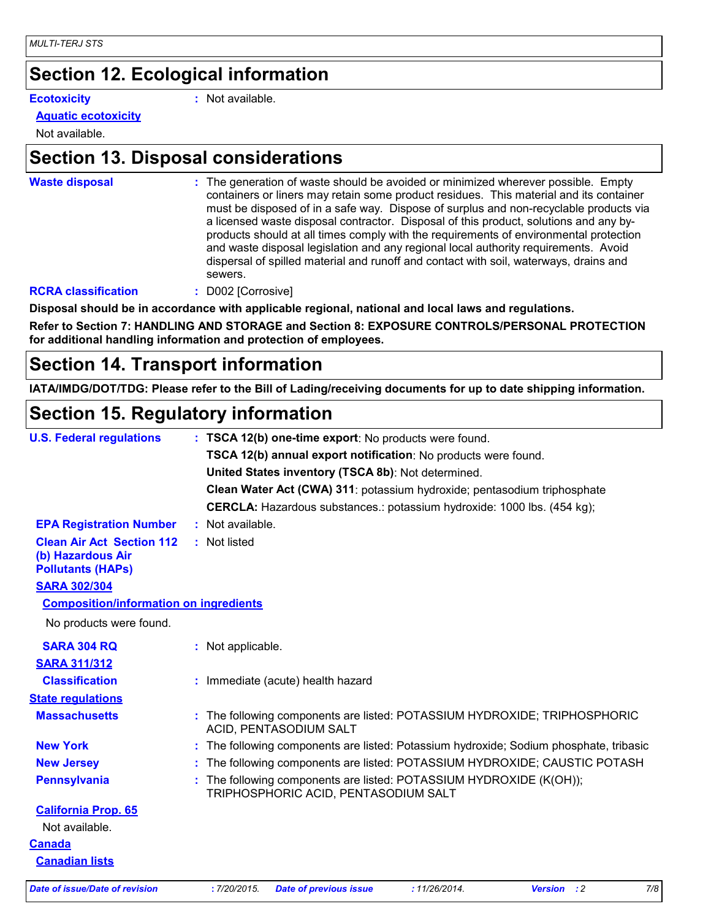## Section 12. Ecological information

**Ecotoxicity** : Not available.

**Aquatic ecotoxicity**

Not available.

## Section 13. Disposal considerations

**Waste disposal** : The generation of waste should be avoided or minimized wherever possible. Empty containers or liners may retain some product residues. This material and its container must be disposed of in a safe way. Dispose of surplus and non-recyclable products via a licensed waste disposal contractor. Disposal of this product, solutions and any by-products should at all times comply with the requirements of environmental protection and waste disposal legislation and any regional local authority requirements. Avoid dispersal of spilled material and runoff and contact with soil, waterways, drains and sewers.

**RCRA classification** : D002 [Corrosive]

**Disposal should be in accordance with applicable regional, national and local laws and regulations.**

**Refer to Section 7: HANDLING AND STORAGE and Section 8: EXPOSURE CONTROLS/PERSONAL PROTECTION for additional handling information and protection of employees.**

## Section 14. Transport information

**IATA/IMDG/DOT/TDG: Please refer to the Bill of Lading/receiving documents for up to date shipping information.**

## Section 15. Regulatory information

**U.S. Federal regulations** : **TSCA 12(b) one-time export**: No products were found.

**TSCA 12(b) annual export notification**: No products were found.

**United States inventory (TSCA 8b)**: Not determined.

**Clean Water Act (CWA) 311**: potassium hydroxide; pentasodium triphosphate

**CERCLA:** Hazardous substances.: potassium hydroxide: 1000 lbs. (454 kg);

**EPA Registration Number** : Not available.

**Clean Air Act Section 112 (b) Hazardous Air Pollutants (HAPs)** : Not listed

**SARA 302/304**

**Composition/information on ingredients**

No products were found.

**SARA 304 RQ** : Not applicable.

**SARA 311/312**

**Classification** : Immediate (acute) health hazard

**State regulations**

**Massachusetts** : The following components are listed: POTASSIUM HYDROXIDE; TRIPHOSPHORIC ACID, PENTASODIUM SALT

**New York** : The following components are listed: Potassium hydroxide; Sodium phosphate, tribasic

**New Jersey** : The following components are listed: POTASSIUM HYDROXIDE; CAUSTIC POTASH

**Pennsylvania** : The following components are listed: POTASSIUM HYDROXIDE (K(OH)); TRIPHOSPHORIC ACID, PENTASODIUM SALT

**California Prop. 65**

Not available.

**Canada**

**Canadian lists**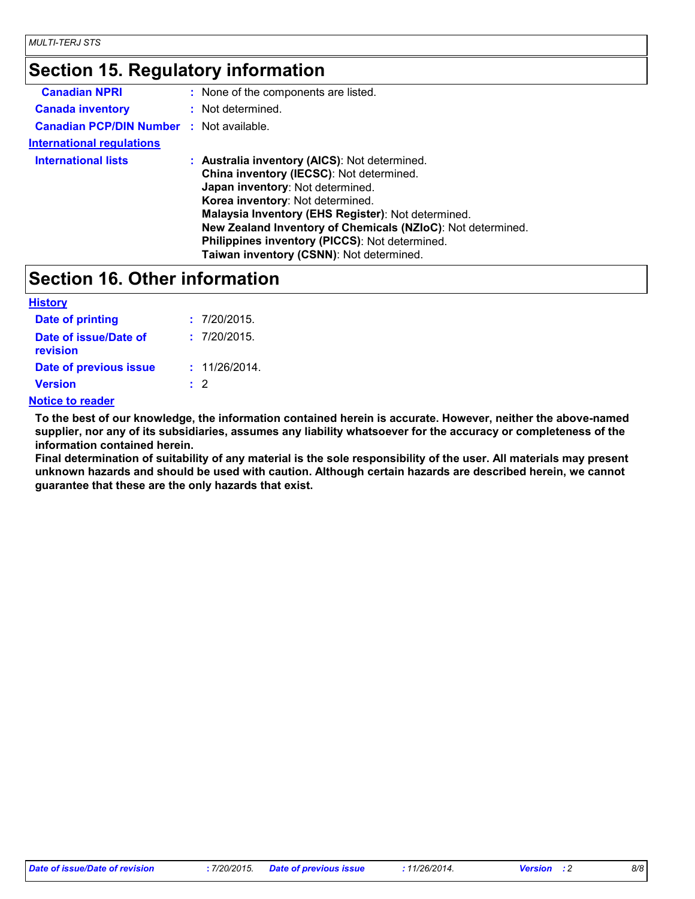## Section 15. Regulatory information

**Canadian NPRI** : None of the components are listed.

**Canada inventory** : Not determined.

**Canadian PCP/DIN Number** : Not available.

### International regulations

**International lists** :

**Australia inventory (AICS)**: Not determined.
**China inventory (IECSC)**: Not determined.
**Japan inventory**: Not determined.
**Korea inventory**: Not determined.
**Malaysia Inventory (EHS Register)**: Not determined.
**New Zealand Inventory of Chemicals (NZIoC)**: Not determined.
**Philippines inventory (PICCS)**: Not determined.
**Taiwan inventory (CSNN)**: Not determined.

## Section 16. Other information

### History

**Date of printing** : 7/20/2015.

**Date of issue/Date of revision** : 7/20/2015.

**Date of previous issue** : 11/26/2014.

**Version** : 2

### Notice to reader

**To the best of our knowledge, the information contained herein is accurate. However, neither the above-named supplier, nor any of its subsidiaries, assumes any liability whatsoever for the accuracy or completeness of the information contained herein.**

**Final determination of suitability of any material is the sole responsibility of the user. All materials may present unknown hazards and should be used with caution. Although certain hazards are described herein, we cannot guarantee that these are the only hazards that exist.**